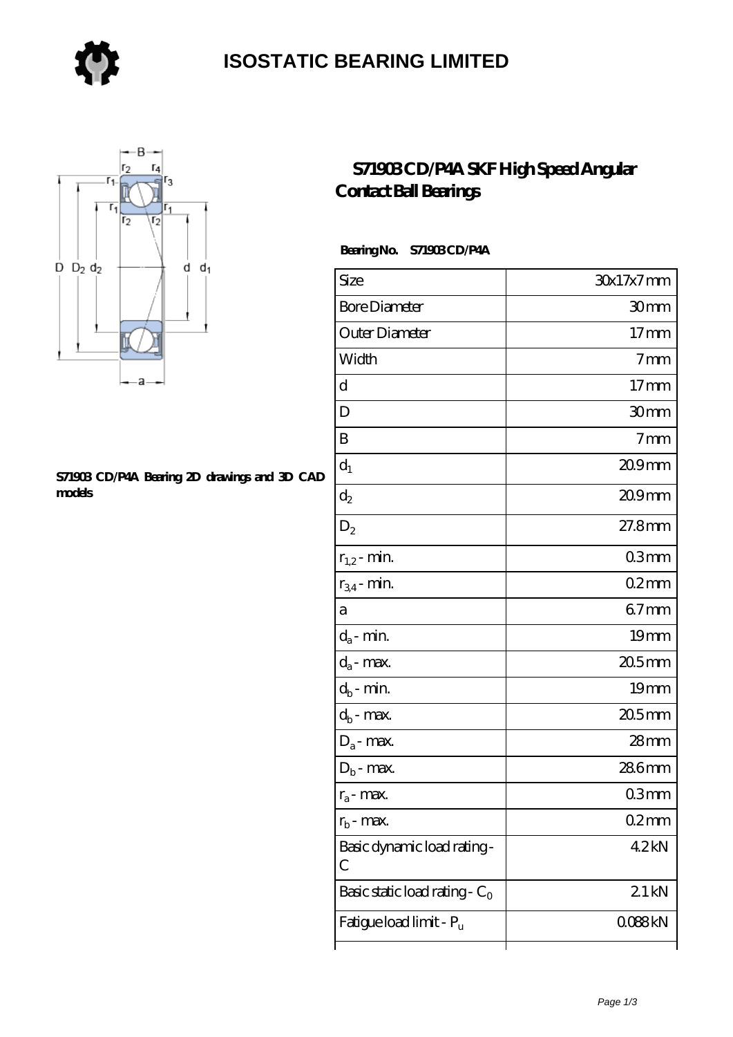# ISOSTATIC BEARING LIMITED

## S71903 CD/P4A SKF High Speed Angular Contact Ball Bearings

**Bearing No. S71903 CD/P4A**

S71903 CD/P4A Bearing 2D drawings and 3D CAD models

| Size | 30x17x7 mm |
|---|---|
| Bore Diameter | 30 mm |
| Outer Diameter | 17 mm |
| Width | 7 mm |
| d | 17 mm |
| D | 30 mm |
| B | 7 mm |
| $d_1$ | 20.9 mm |
| $d_2$ | 20.9 mm |
| $D_2$ | 27.8 mm |
| $r_{1,2}$ - min. | 0.3 mm |
| $r_{3,4}$ - min. | 0.2 mm |
| a | 6.7 mm |
| $d_a$ - min. | 19 mm |
| $d_a$ - max. | 20.5 mm |
| $d_b$ - min. | 19 mm |
| $d_b$ - max. | 20.5 mm |
| $D_a$ - max. | 28 mm |
| $D_b$ - max. | 28.6 mm |
| $r_a$ - max. | 0.3 mm |
| $r_b$ - max. | 0.2 mm |
| Basic dynamic load rating - C | 4.2 kN |
| Basic static load rating - $C_0$ | 2.1 kN |
| Fatigue load limit - $P_u$ | 0.088 kN |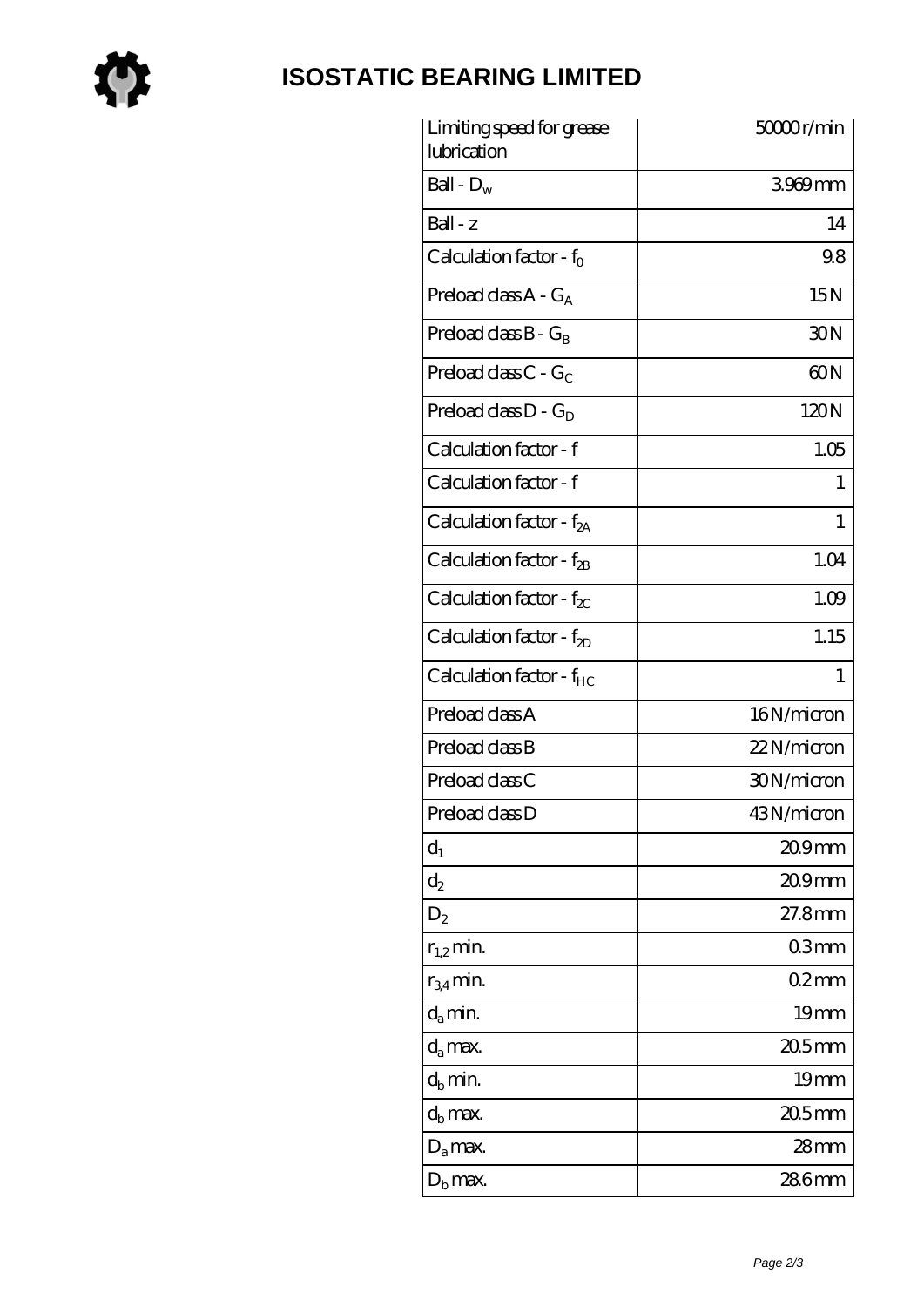# ISOSTATIC BEARING LIMITED

| | |
|---|---|
| Limiting speed for grease lubrication | 50000 r/min |
| Ball - $D_w$ | 3.969 mm |
| Ball - z | 14 |
| Calculation factor - $f_0$ | 9.8 |
| Preload class A - $G_A$ | 15 N |
| Preload class B - $G_B$ | 30 N |
| Preload class C - $G_C$ | 60 N |
| Preload class D - $G_D$ | 120 N |
| Calculation factor - f | 1.05 |
| Calculation factor - f | 1 |
| Calculation factor - $f_{2A}$ | 1 |
| Calculation factor - $f_{2B}$ | 1.04 |
| Calculation factor - $f_{2C}$ | 1.09 |
| Calculation factor - $f_{2D}$ | 1.15 |
| Calculation factor - $f_{HC}$ | 1 |
| Preload class A | 16 N/micron |
| Preload class B | 22 N/micron |
| Preload class C | 30 N/micron |
| Preload class D | 43 N/micron |
| $d_1$ | 20.9 mm |
| $d_2$ | 20.9 mm |
| $D_2$ | 27.8 mm |
| $r_{1,2}$ min. | 0.3 mm |
| $r_{3,4}$ min. | 0.2 mm |
| $d_a$ min. | 19 mm |
| $d_a$ max. | 20.5 mm |
| $d_b$ min. | 19 mm |
| $d_b$ max. | 20.5 mm |
| $D_a$ max. | 28 mm |
| $D_b$ max. | 28.6 mm |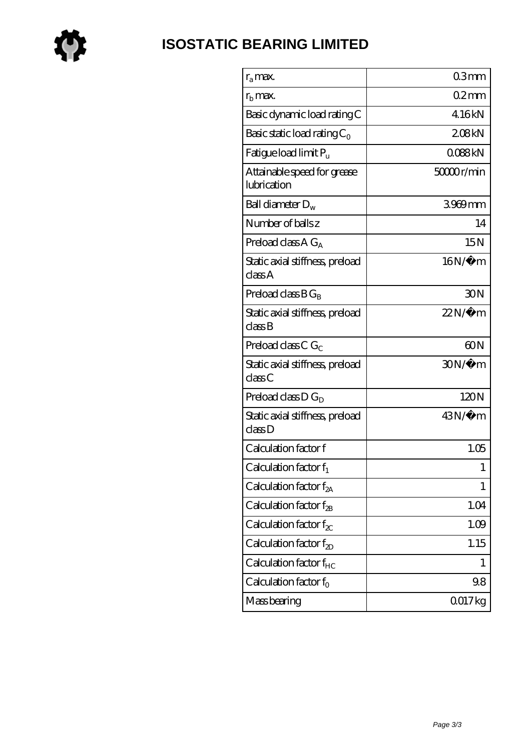# ISOSTATIC BEARING LIMITED

| | |
|---|---|
| $r_a$ max. | 0.3 mm |
| $r_b$ max. | 0.2 mm |
| Basic dynamic load rating C | 4.16 kN |
| Basic static load rating $C_0$ | 2.08 kN |
| Fatigue load limit $P_u$ | 0.088 kN |
| Attainable speed for grease lubrication | 50000 r/min |
| Ball diameter $D_w$ | 3.969 mm |
| Number of balls z | 14 |
| Preload class A $G_A$ | 15 N |
| Static axial stiffness, preload class A | 16 N/µm |
| Preload class B $G_B$ | 30 N |
| Static axial stiffness, preload class B | 22 N/µm |
| Preload class C $G_C$ | 60 N |
| Static axial stiffness, preload class C | 30 N/µm |
| Preload class D $G_D$ | 120 N |
| Static axial stiffness, preload class D | 43 N/µm |
| Calculation factor f | 1.05 |
| Calculation factor $f_1$ | 1 |
| Calculation factor $f_{2A}$ | 1 |
| Calculation factor $f_{2B}$ | 1.04 |
| Calculation factor $f_{2C}$ | 1.09 |
| Calculation factor $f_{2D}$ | 1.15 |
| Calculation factor $f_{HC}$ | 1 |
| Calculation factor $f_0$ | 9.8 |
| Mass bearing | 0.017 kg |